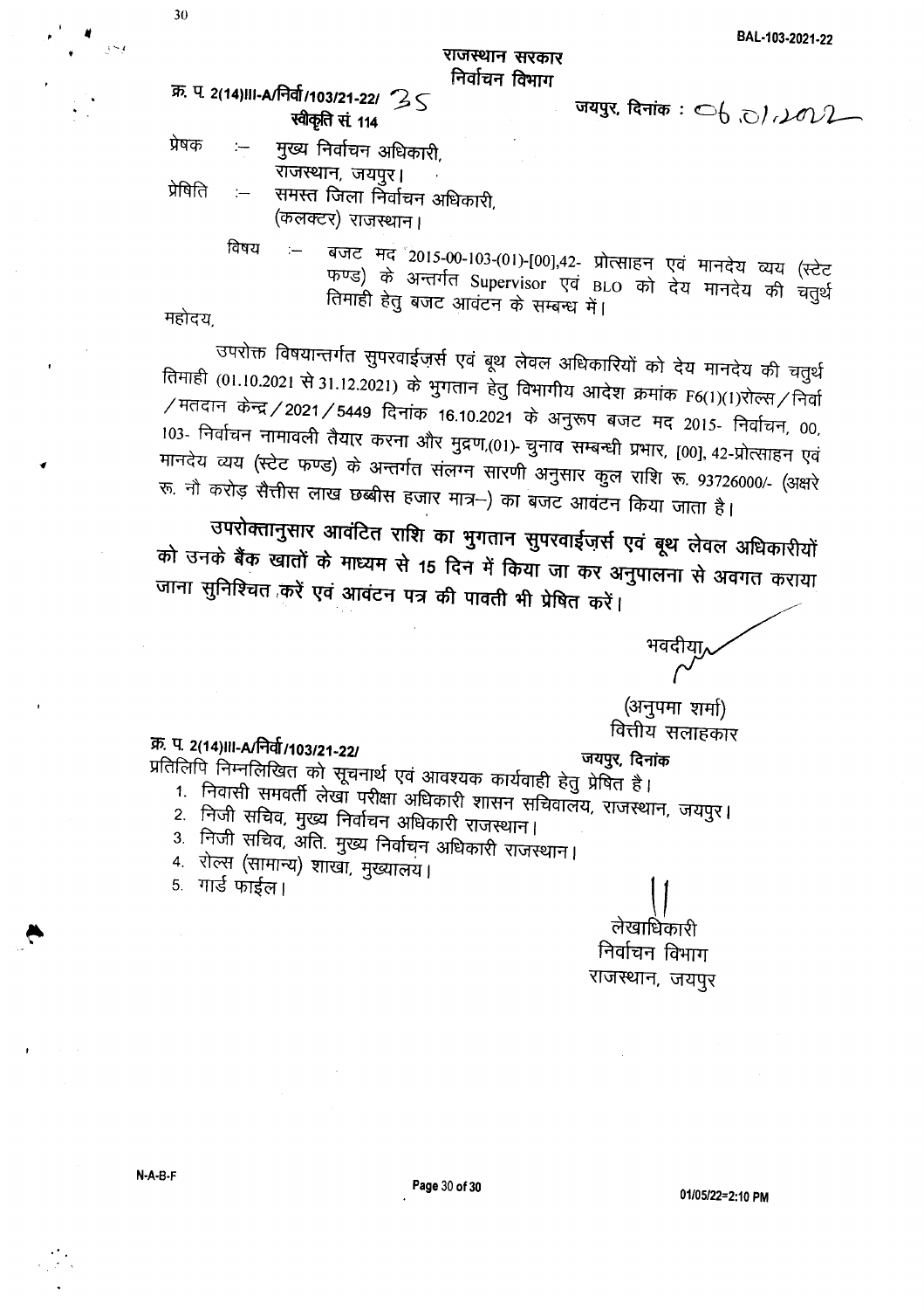BAL-103-2021-22

**राजस्थान सरकार**
**निर्वाचन विभाग**

**क्र. प. 2(14)III-A/निर्वा/103/21-22/** 35
**स्वीकृति सं. 114**

जयपुर, दिनांक : 06.01.2022

प्रेषक :– मुख्य निर्वाचन अधिकारी,
राजस्थान, जयपुर।

प्रेषिति :– समस्त जिला निर्वाचन अधिकारी,
(कलक्टर) राजस्थान।

विषय :– बजट मद 2015-00-103-(01)-[00],42- प्रोत्साहन एवं मानदेय व्यय (स्टेट फण्ड) के अन्तर्गत Supervisor एवं BLO को देय मानदेय की चतुर्थ तिमाही हेतु बजट आवंटन के सम्बन्ध में।

महोदय,

उपरोक्त विषयान्तर्गत सुपरवाईज़र्स एवं बूथ लेवल अधिकारियों को देय मानदेय की चतुर्थ तिमाही (01.10.2021 से 31.12.2021) के भुगतान हेतु विभागीय आदेश क्रमांक F6(1)(1)रोल्स/निर्वा/मतदान केन्द्र/2021/5449 दिनांक 16.10.2021 के अनुरूप बजट मद 2015- निर्वाचन, 00, 103- निर्वाचन नामावली तैयार करना और मुद्रण,(01)- चुनाव सम्बन्धी प्रभार, [00], 42-प्रोत्साहन एवं मानदेय व्यय (स्टेट फण्ड) के अन्तर्गत संलग्न सारणी अनुसार कुल राशि रू. 93726000/- (अक्षरे रू. नौ करोड़ सैंतीस लाख छब्बीस हजार मात्र–) का बजट आवंटन किया जाता है।

**उपरोक्तानुसार आवंटित राशि का भुगतान सुपरवाईज़र्स एवं बूथ लेवल अधिकारीयों को उनके बैंक खातों के माध्यम से 15 दिन में किया जा कर अनुपालना से अवगत कराया जाना सुनिश्चित करें एवं आवंटन पत्र की पावती भी प्रेषित करें।**

भवदीया,

(अनुपमा शर्मा)
वित्तीय सलाहकार

**क्र. प. 2(14)III-A/निर्वा/103/21-22/**

**जयपुर, दिनांक**

प्रतिलिपि निम्नलिखित को सूचनार्थ एवं आवश्यक कार्यवाही हेतु प्रेषित है।

1. निवासी समवर्ती लेखा परीक्षा अधिकारी शासन सचिवालय, राजस्थान, जयपुर।
2. निजी सचिव, मुख्य निर्वाचन अधिकारी राजस्थान।
3. निजी सचिव, अति. मुख्य निर्वाचन अधिकारी राजस्थान।
4. रोल्स (सामान्य) शाखा, मुख्यालय।
5. गार्ड फाईल।

लेखाधिकारी
निर्वाचन विभाग
राजस्थान, जयपुर

N-A-B-F

01/05/22=2:10 PM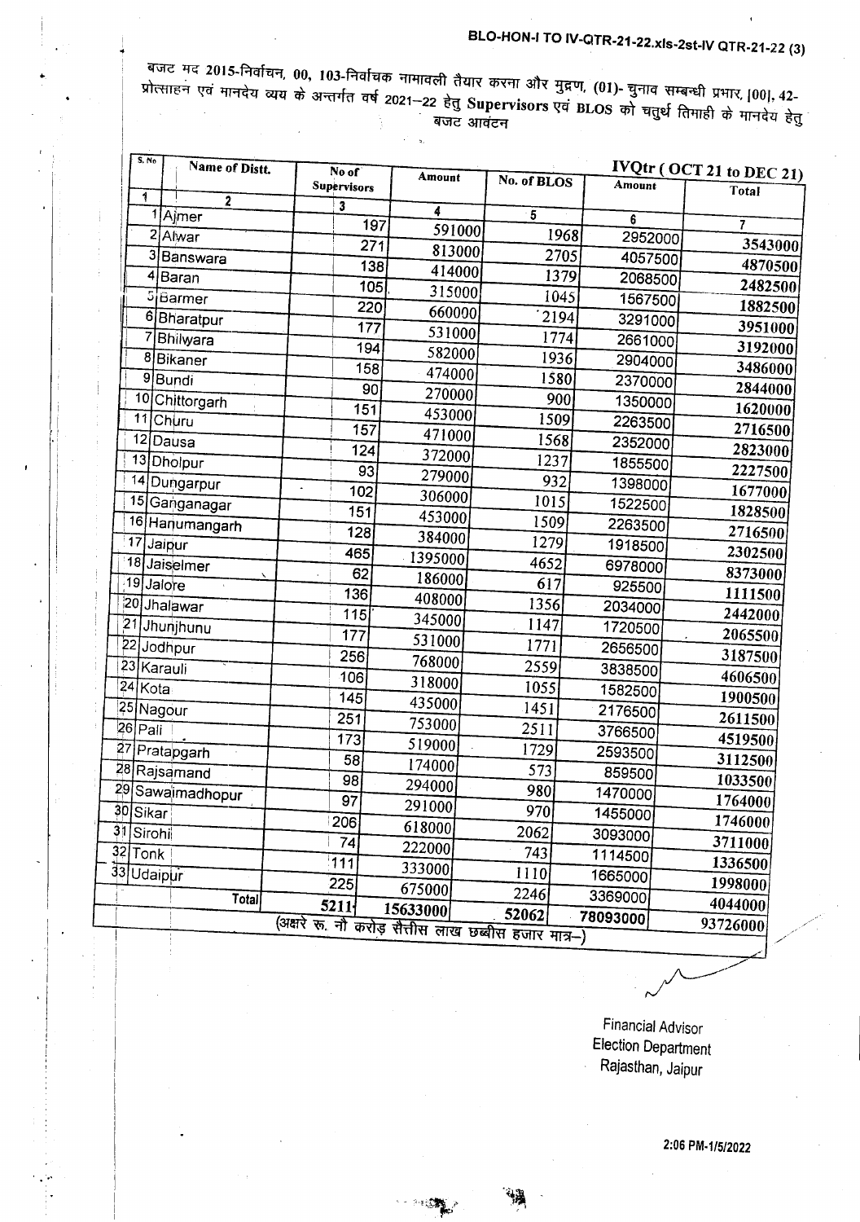बजट मद 2015-निर्वाचन, 00, 103-निर्वाचक नामावली तैयार करना और मुद्रण, (01)- चुनाव सम्बन्धी प्रभार, |00|, 42-प्रोत्साहन एवं मानदेय व्यय के अन्तर्गत वर्ष 2021–22 हेतु **Supervisors** एवं **BLOS** को चतुर्थ तिमाही के मानदेय हेतु बजट आवंटन

| S. No | Name of Distt. | IVQtr ( OCT 21 to DEC 21) | | | | |
|---|---|---|---|---|---|---|
| | | No of Supervisors | Amount | No. of BLOS | Amount | Total |
| 1 | 2 | 3 | 4 | 5 | 6 | 7 |
| 1 | Ajmer | 197 | 591000 | 1968 | 2952000 | 3543000 |
| 2 | Alwar | 271 | 813000 | 2705 | 4057500 | 4870500 |
| 3 | Banswara | 138 | 414000 | 1379 | 2068500 | 2482500 |
| 4 | Baran | 105 | 315000 | 1045 | 1567500 | 1882500 |
| 5 | Barmer | 220 | 660000 | 2194 | 3291000 | 3951000 |
| 6 | Bharatpur | 177 | 531000 | 1774 | 2661000 | 3192000 |
| 7 | Bhilwara | 194 | 582000 | 1936 | 2904000 | 3486000 |
| 8 | Bikaner | 158 | 474000 | 1580 | 2370000 | 2844000 |
| 9 | Bundi | 90 | 270000 | 900 | 1350000 | 1620000 |
| 10 | Chittorgarh | 151 | 453000 | 1509 | 2263500 | 2716500 |
| 11 | Churu | 157 | 471000 | 1568 | 2352000 | 2823000 |
| 12 | Dausa | 124 | 372000 | 1237 | 1855500 | 2227500 |
| 13 | Dholpur | 93 | 279000 | 932 | 1398000 | 1677000 |
| 14 | Dungarpur | 102 | 306000 | 1015 | 1522500 | 1828500 |
| 15 | Ganganagar | 151 | 453000 | 1509 | 2263500 | 2716500 |
| 16 | Hanumangarh | 128 | 384000 | 1279 | 1918500 | 2302500 |
| 17 | Jaipur | 465 | 1395000 | 4652 | 6978000 | 8373000 |
| 18 | Jaiselmer | 62 | 186000 | 617 | 925500 | 1111500 |
| 19 | Jalore | 136 | 408000 | 1356 | 2034000 | 2442000 |
| 20 | Jhalawar | 115 | 345000 | 1147 | 1720500 | 2065500 |
| 21 | Jhunjhunu | 177 | 531000 | 1771 | 2656500 | 3187500 |
| 22 | Jodhpur | 256 | 768000 | 2559 | 3838500 | 4606500 |
| 23 | Karauli | 106 | 318000 | 1055 | 1582500 | 1900500 |
| 24 | Kota | 145 | 435000 | 1451 | 2176500 | 2611500 |
| 25 | Nagour | 251 | 753000 | 2511 | 3766500 | 4519500 |
| 26 | Pali | 173 | 519000 | 1729 | 2593500 | 3112500 |
| 27 | Pratapgarh | 58 | 174000 | 573 | 859500 | 1033500 |
| 28 | Rajsamand | 98 | 294000 | 980 | 1470000 | 1764000 |
| 29 | Sawaimadhopur | 97 | 291000 | 970 | 1455000 | 1746000 |
| 30 | Sikar | 206 | 618000 | 2062 | 3093000 | 3711000 |
| 31 | Sirohi | 74 | 222000 | 743 | 1114500 | 1336500 |
| 32 | Tonk | 111 | 333000 | 1110 | 1665000 | 1998000 |
| 33 | Udaipur | 225 | 675000 | 2246 | 3369000 | 4044000 |
| | Total | 5211 | 15633000 | 52062 | 78093000 | 93726000 |

(अक्षरे रू. नौ करोड़ सैंतीस लाख छब्बीस हजार मात्र–)

Financial Advisor
Election Department
Rajasthan, Jaipur